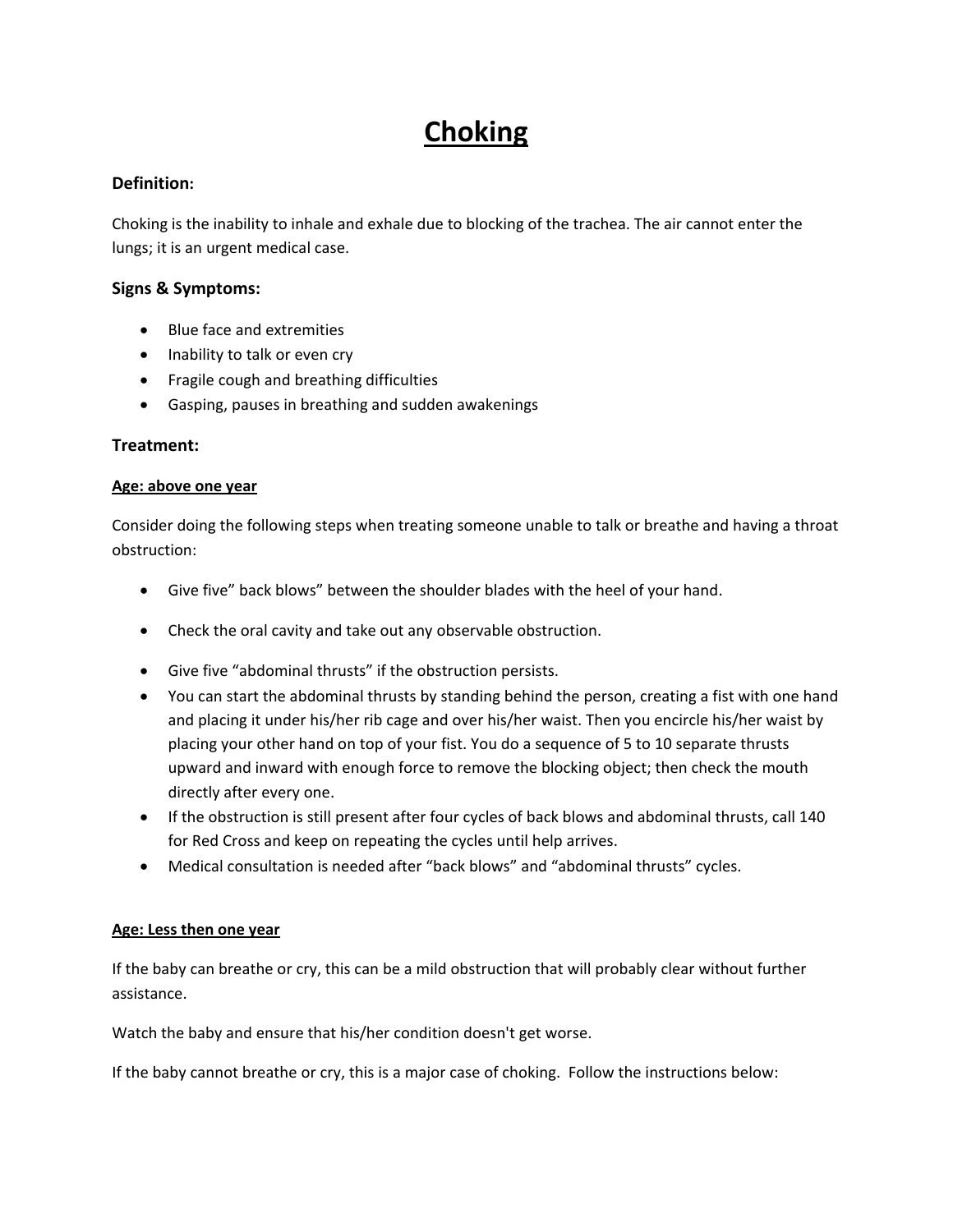# Choking

### Definition:

Choking is the inability to inhale and exhale due to blocking of the trachea. The air cannot enter the lungs; it is an urgent medical case.

### Signs & Symptoms:

- Blue face and extremities
- Inability to talk or even cry
- Fragile cough and breathing difficulties
- Gasping, pauses in breathing and sudden awakenings

### Treatment:

**Age: above one year**

Consider doing the following steps when treating someone unable to talk or breathe and having a throat obstruction:

- Give five" back blows" between the shoulder blades with the heel of your hand.
- Check the oral cavity and take out any observable obstruction.
- Give five "abdominal thrusts" if the obstruction persists.
- You can start the abdominal thrusts by standing behind the person, creating a fist with one hand and placing it under his/her rib cage and over his/her waist. Then you encircle his/her waist by placing your other hand on top of your fist. You do a sequence of 5 to 10 separate thrusts upward and inward with enough force to remove the blocking object; then check the mouth directly after every one.
- If the obstruction is still present after four cycles of back blows and abdominal thrusts, call 140 for Red Cross and keep on repeating the cycles until help arrives.
- Medical consultation is needed after "back blows" and "abdominal thrusts" cycles.

**Age: Less then one year**

If the baby can breathe or cry, this can be a mild obstruction that will probably clear without further assistance.

Watch the baby and ensure that his/her condition doesn't get worse.

If the baby cannot breathe or cry, this is a major case of choking. Follow the instructions below: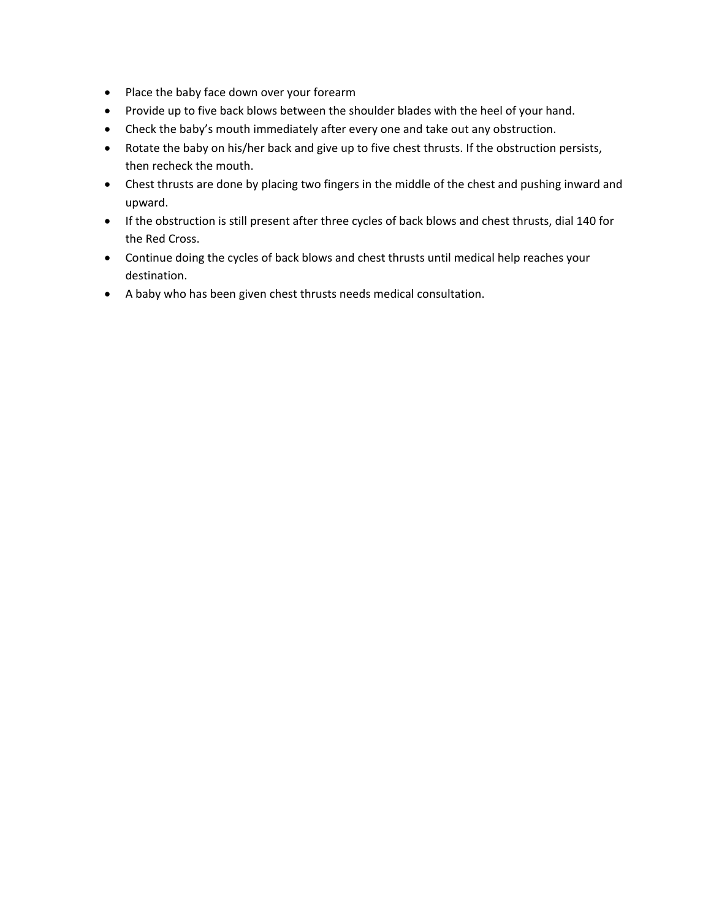- Place the baby face down over your forearm
- Provide up to five back blows between the shoulder blades with the heel of your hand.
- Check the baby's mouth immediately after every one and take out any obstruction.
- Rotate the baby on his/her back and give up to five chest thrusts. If the obstruction persists, then recheck the mouth.
- Chest thrusts are done by placing two fingers in the middle of the chest and pushing inward and upward.
- If the obstruction is still present after three cycles of back blows and chest thrusts, dial 140 for the Red Cross.
- Continue doing the cycles of back blows and chest thrusts until medical help reaches your destination.
- A baby who has been given chest thrusts needs medical consultation.